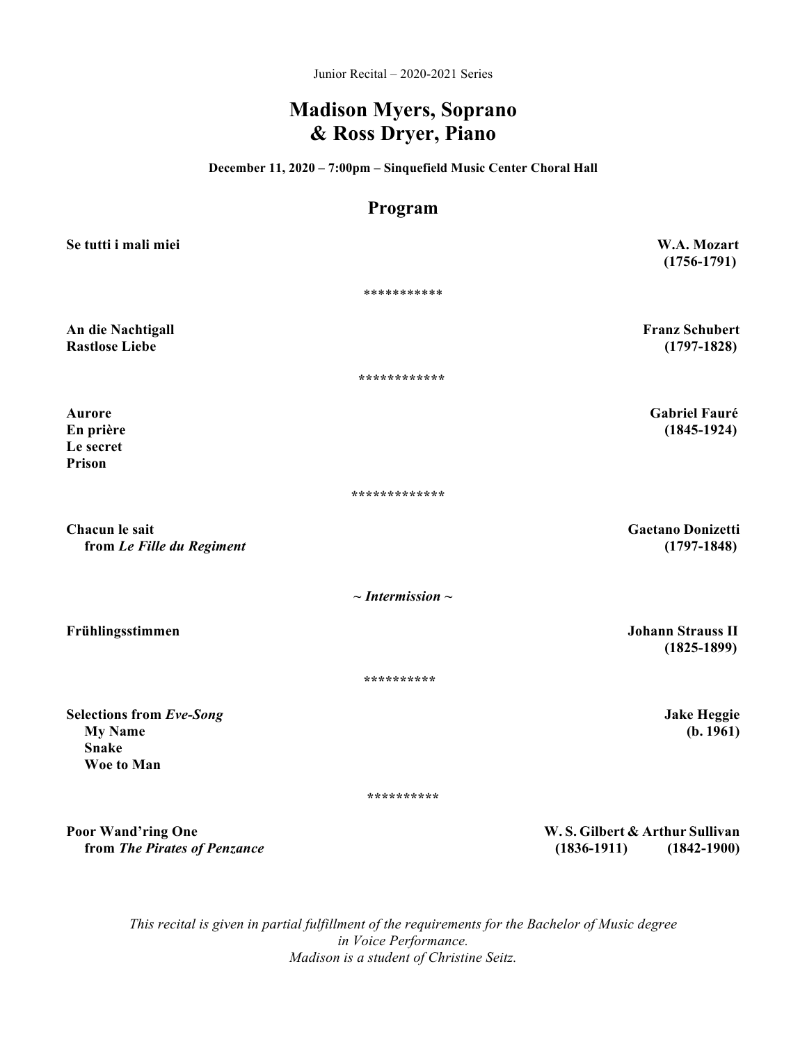Junior Recital – 2020-2021 Series

# Madison Myers, Soprano
# & Ross Dryer, Piano

**December 11, 2020 – 7:00pm – Sinquefield Music Center Choral Hall**

## Program

**Se tutti i mali miei** — **W.A. Mozart (1756-1791)**

***********

**An die Nachtigall**
**Rastlose Liebe** — **Franz Schubert (1797-1828)**

************

**Aurore**
**En prière**
**Le secret**
**Prison** — **Gabriel Fauré (1845-1924)**

*************

**Chacun le sait**
**from *Le Fille du Regiment*** — **Gaetano Donizetti (1797-1848)**

***~ Intermission ~***

**Frühlingsstimmen** — **Johann Strauss II (1825-1899)**

**********

**Selections from *Eve-Song*** — **Jake Heggie (b. 1961)**
- **My Name**
- **Snake**
- **Woe to Man**

**********

**Poor Wand'ring One**
**from *The Pirates of Penzance*** — **W. S. Gilbert & Arthur Sullivan (1836-1911) (1842-1900)**

*This recital is given in partial fulfillment of the requirements for the Bachelor of Music degree in Voice Performance.*
*Madison is a student of Christine Seitz.*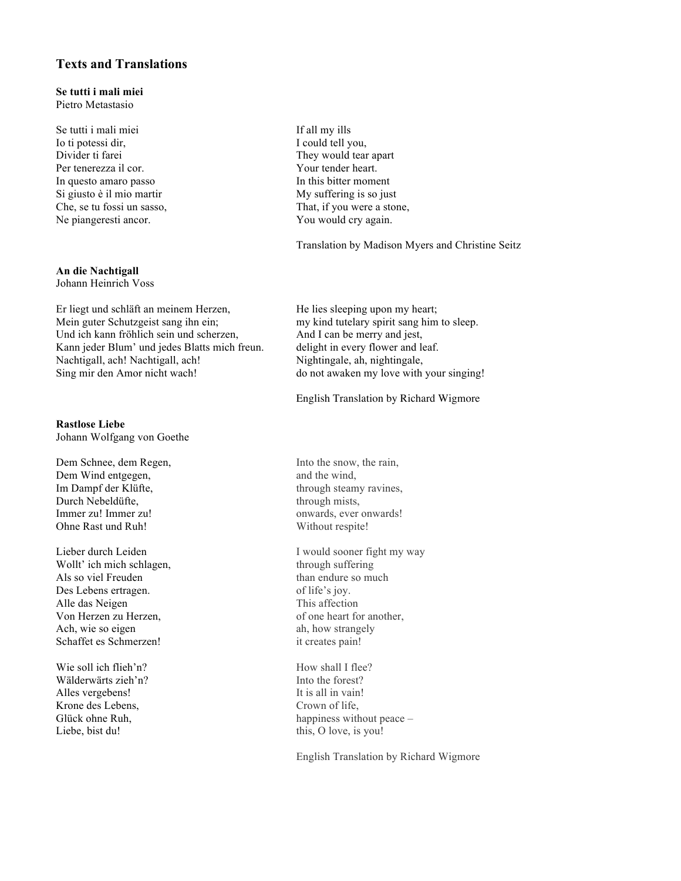## Texts and Translations

**Se tutti i mali miei**
Pietro Metastasio

Se tutti i mali miei
Io ti potessi dir,
Divider ti farei
Per tenerezza il cor.
In questo amaro passo
Si giusto è il mio martir
Che, se tu fossi un sasso,
Ne piangeresti ancor.

If all my ills
I could tell you,
They would tear apart
Your tender heart.
In this bitter moment
My suffering is so just
That, if you were a stone,
You would cry again.

Translation by Madison Myers and Christine Seitz

**An die Nachtigall**
Johann Heinrich Voss

Er liegt und schläft an meinem Herzen,
Mein guter Schutzgeist sang ihn ein;
Und ich kann fröhlich sein und scherzen,
Kann jeder Blum' und jedes Blatts mich freun.
Nachtigall, ach! Nachtigall, ach!
Sing mir den Amor nicht wach!

He lies sleeping upon my heart;
my kind tutelary spirit sang him to sleep.
And I can be merry and jest,
delight in every flower and leaf.
Nightingale, ah, nightingale,
do not awaken my love with your singing!

English Translation by Richard Wigmore

**Rastlose Liebe**
Johann Wolfgang von Goethe

Dem Schnee, dem Regen,
Dem Wind entgegen,
Im Dampf der Klüfte,
Durch Nebeldüfte,
Immer zu! Immer zu!
Ohne Rast und Ruh!

Lieber durch Leiden
Wollt' ich mich schlagen,
Als so viel Freuden
Des Lebens ertragen.
Alle das Neigen
Von Herzen zu Herzen,
Ach, wie so eigen
Schaffet es Schmerzen!

Wie soll ich flieh'n?
Wälderwärts zieh'n?
Alles vergebens!
Krone des Lebens,
Glück ohne Ruh,
Liebe, bist du!

Into the snow, the rain,
and the wind,
through steamy ravines,
through mists,
onwards, ever onwards!
Without respite!

I would sooner fight my way
through suffering
than endure so much
of life's joy.
This affection
of one heart for another,
ah, how strangely
it creates pain!

How shall I flee?
Into the forest?
It is all in vain!
Crown of life,
happiness without peace –
this, O love, is you!

English Translation by Richard Wigmore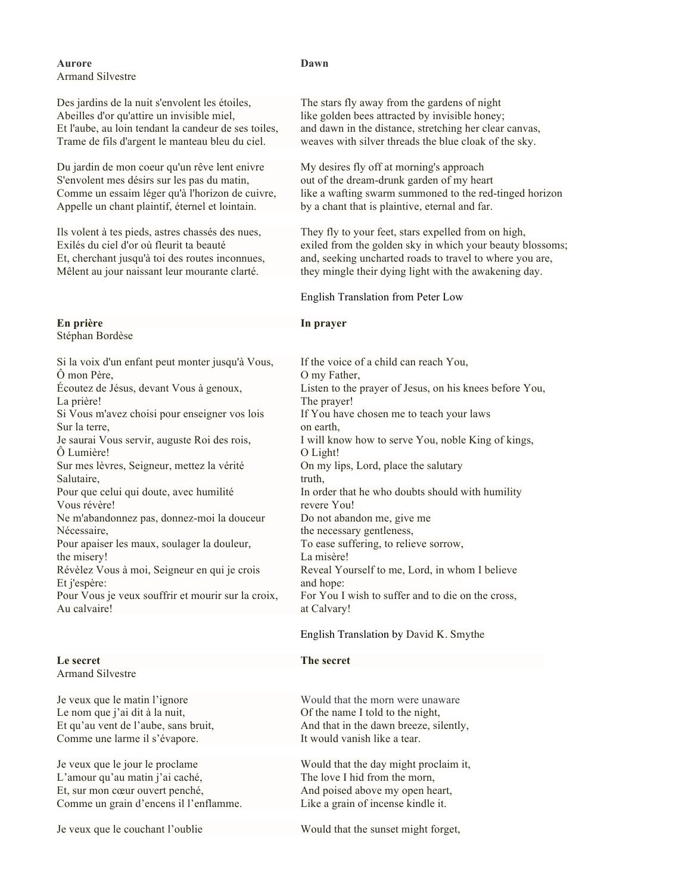**Aurore**
Armand Silvestre

Des jardins de la nuit s'envolent les étoiles,
Abeilles d'or qu'attire un invisible miel,
Et l'aube, au loin tendant la candeur de ses toiles,
Trame de fils d'argent le manteau bleu du ciel.

Du jardin de mon coeur qu'un rêve lent enivre
S'envolent mes désirs sur les pas du matin,
Comme un essaim léger qu'à l'horizon de cuivre,
Appelle un chant plaintif, éternel et lointain.

Ils volent à tes pieds, astres chassés des nues,
Exilés du ciel d'or où fleurit ta beauté
Et, cherchant jusqu'à toi des routes inconnues,
Mêlent au jour naissant leur mourante clarté.

**Dawn**

The stars fly away from the gardens of night
like golden bees attracted by invisible honey;
and dawn in the distance, stretching her clear canvas,
weaves with silver threads the blue cloak of the sky.

My desires fly off at morning's approach
out of the dream-drunk garden of my heart
like a wafting swarm summoned to the red-tinged horizon
by a chant that is plaintive, eternal and far.

They fly to your feet, stars expelled from on high,
exiled from the golden sky in which your beauty blossoms;
and, seeking uncharted roads to travel to where you are,
they mingle their dying light with the awakening day.

English Translation from Peter Low

**En prière**
Stéphan Bordèse

Si la voix d'un enfant peut monter jusqu'à Vous,
Ô mon Père,
Écoutez de Jésus, devant Vous à genoux,
La prière!
Si Vous m'avez choisi pour enseigner vos lois
Sur la terre,
Je saurai Vous servir, auguste Roi des rois,
Ô Lumière!
Sur mes lèvres, Seigneur, mettez la vérité
Salutaire,
Pour que celui qui doute, avec humilité
Vous révère!
Ne m'abandonnez pas, donnez-moi la douceur
Nécessaire,
Pour apaiser les maux, soulager la douleur,
the misery!
Révèlez Vous à moi, Seigneur en qui je crois
Et j'espère:
Pour Vous je veux souffrir et mourir sur la croix,
Au calvaire!

**In prayer**

If the voice of a child can reach You,
O my Father,
Listen to the prayer of Jesus, on his knees before You,
The prayer!
If You have chosen me to teach your laws
on earth,
I will know how to serve You, noble King of kings,
O Light!
On my lips, Lord, place the salutary
truth,
In order that he who doubts should with humility
revere You!
Do not abandon me, give me
the necessary gentleness,
To ease suffering, to relieve sorrow,
La misère!
Reveal Yourself to me, Lord, in whom I believe
and hope:
For You I wish to suffer and to die on the cross,
at Calvary!

English Translation by David K. Smythe

**Le secret**
Armand Silvestre

Je veux que le matin l'ignore
Le nom que j'ai dit à la nuit,
Et qu'au vent de l'aube, sans bruit,
Comme une larme il s'évapore.

Je veux que le jour le proclame
L'amour qu'au matin j'ai caché,
Et, sur mon cœur ouvert penché,
Comme un grain d'encens il l'enflamme.

Je veux que le couchant l'oublie

**The secret**

Would that the morn were unaware
Of the name I told to the night,
And that in the dawn breeze, silently,
It would vanish like a tear.

Would that the day might proclaim it,
The love I hid from the morn,
And poised above my open heart,
Like a grain of incense kindle it.

Would that the sunset might forget,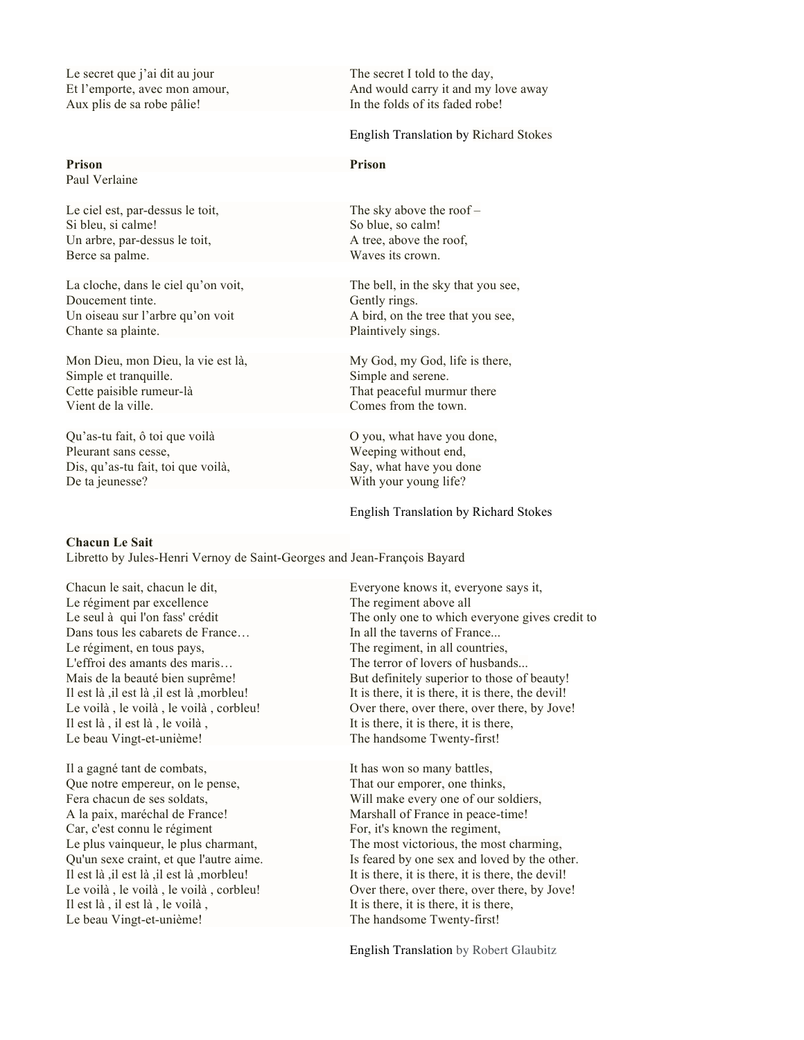Le secret que j'ai dit au jour
Et l'emporte, avec mon amour,
Aux plis de sa robe pâlie!

The secret I told to the day,
And would carry it and my love away
In the folds of its faded robe!

English Translation by Richard Stokes

**Prison**
Paul Verlaine

Le ciel est, par-dessus le toit,
Si bleu, si calme!
Un arbre, par-dessus le toit,
Berce sa palme.

La cloche, dans le ciel qu'on voit,
Doucement tinte.
Un oiseau sur l'arbre qu'on voit
Chante sa plainte.

Mon Dieu, mon Dieu, la vie est là,
Simple et tranquille.
Cette paisible rumeur-là
Vient de la ville.

Qu'as-tu fait, ô toi que voilà
Pleurant sans cesse,
Dis, qu'as-tu fait, toi que voilà,
De ta jeunesse?

**Prison**

The sky above the roof –
So blue, so calm!
A tree, above the roof,
Waves its crown.

The bell, in the sky that you see,
Gently rings.
A bird, on the tree that you see,
Plaintively sings.

My God, my God, life is there,
Simple and serene.
That peaceful murmur there
Comes from the town.

O you, what have you done,
Weeping without end,
Say, what have you done
With your young life?

English Translation by Richard Stokes

**Chacun Le Sait**
Libretto by Jules-Henri Vernoy de Saint-Georges and Jean-François Bayard

Chacun le sait, chacun le dit,
Le régiment par excellence
Le seul à qui l'on fass' crédit
Dans tous les cabarets de France…
Le régiment, en tous pays,
L'effroi des amants des maris…
Mais de la beauté bien suprême!
Il est là ,il est là ,il est là ,morbleu!
Le voilà , le voilà , le voilà , corbleu!
Il est là , il est là , le voilà ,
Le beau Vingt-et-unième!

Il a gagné tant de combats,
Que notre empereur, on le pense,
Fera chacun de ses soldats,
A la paix, maréchal de France!
Car, c'est connu le régiment
Le plus vainqueur, le plus charmant,
Qu'un sexe craint, et que l'autre aime.
Il est là ,il est là ,il est là ,morbleu!
Le voilà , le voilà , le voilà , corbleu!
Il est là , il est là , le voilà ,
Le beau Vingt-et-unième!

Everyone knows it, everyone says it,
The regiment above all
The only one to which everyone gives credit to
In all the taverns of France...
The regiment, in all countries,
The terror of lovers of husbands...
But definitely superior to those of beauty!
It is there, it is there, it is there, the devil!
Over there, over there, over there, by Jove!
It is there, it is there, it is there,
The handsome Twenty-first!

It has won so many battles,
That our emporer, one thinks,
Will make every one of our soldiers,
Marshall of France in peace-time!
For, it's known the regiment,
The most victorious, the most charming,
Is feared by one sex and loved by the other.
It is there, it is there, it is there, the devil!
Over there, over there, over there, by Jove!
It is there, it is there, it is there,
The handsome Twenty-first!

English Translation by Robert Glaubitz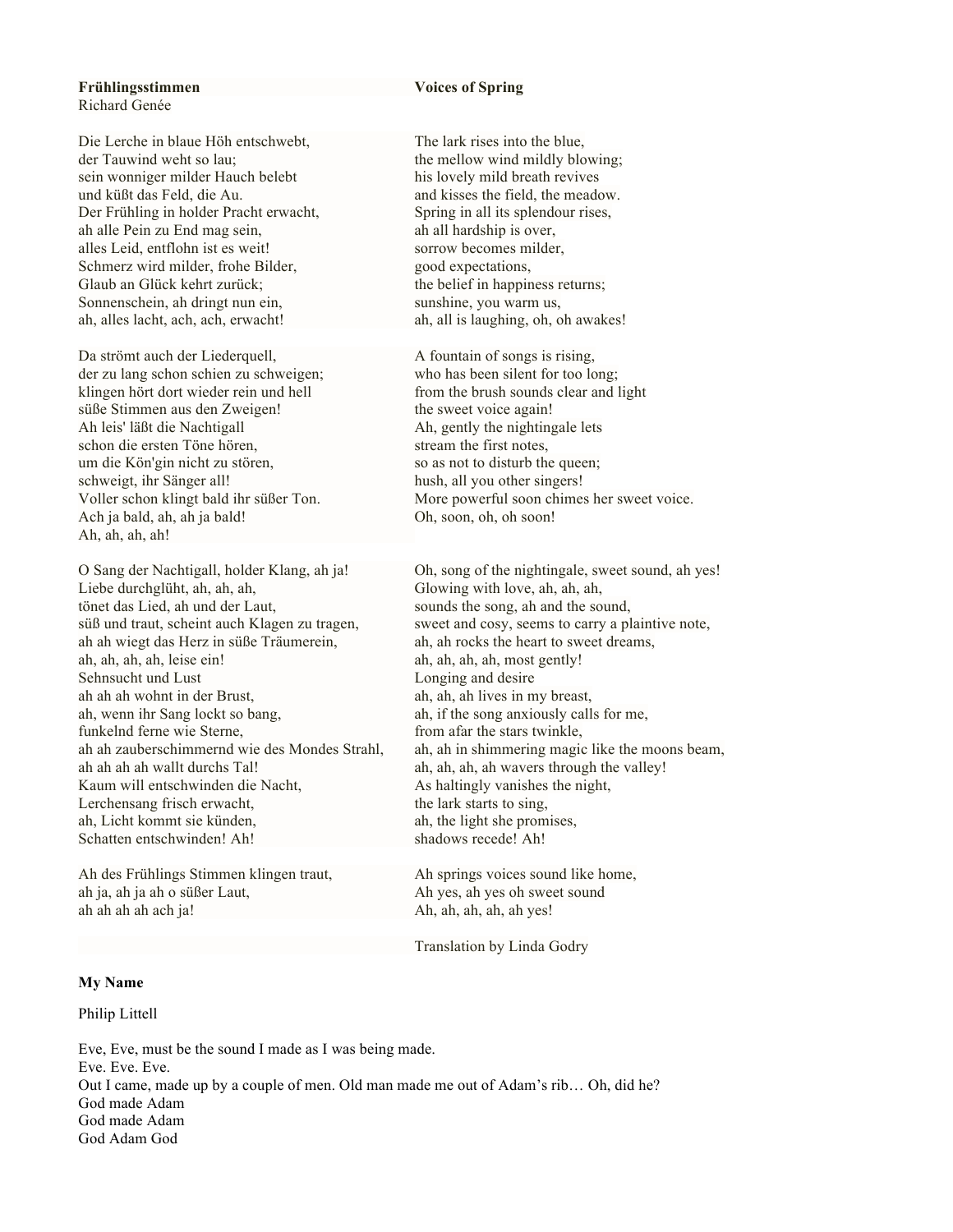**Frühlingsstimmen**
Richard Genée

Die Lerche in blaue Höh entschwebt,
der Tauwind weht so lau;
sein wonniger milder Hauch belebt
und küßt das Feld, die Au.
Der Frühling in holder Pracht erwacht,
ah alle Pein zu End mag sein,
alles Leid, entflohn ist es weit!
Schmerz wird milder, frohe Bilder,
Glaub an Glück kehrt zurück;
Sonnenschein, ah dringt nun ein,
ah, alles lacht, ach, ach, erwacht!

Da strömt auch der Liederquell,
der zu lang schon schien zu schweigen;
klingen hört dort wieder rein und hell
süße Stimmen aus den Zweigen!
Ah leis' läßt die Nachtigall
schon die ersten Töne hören,
um die Kön'gin nicht zu stören,
schweigt, ihr Sänger all!
Voller schon klingt bald ihr süßer Ton.
Ach ja bald, ah, ah ja bald!
Ah, ah, ah, ah!

O Sang der Nachtigall, holder Klang, ah ja!
Liebe durchglüht, ah, ah, ah,
tönet das Lied, ah und der Laut,
süß und traut, scheint auch Klagen zu tragen,
ah ah wiegt das Herz in süße Träumerein,
ah, ah, ah, ah, leise ein!
Sehnsucht und Lust
ah ah ah wohnt in der Brust,
ah, wenn ihr Sang lockt so bang,
funkelnd ferne wie Sterne,
ah ah zauberschimmernd wie des Mondes Strahl,
ah ah ah ah wallt durchs Tal!
Kaum will entschwinden die Nacht,
Lerchensang frisch erwacht,
ah, Licht kommt sie künden,
Schatten entschwinden! Ah!

Ah des Frühlings Stimmen klingen traut,
ah ja, ah ja ah o süßer Laut,
ah ah ah ah ach ja!

**Voices of Spring**

The lark rises into the blue,
the mellow wind mildly blowing;
his lovely mild breath revives
and kisses the field, the meadow.
Spring in all its splendour rises,
ah all hardship is over,
sorrow becomes milder,
good expectations,
the belief in happiness returns;
sunshine, you warm us,
ah, all is laughing, oh, oh awakes!

A fountain of songs is rising,
who has been silent for too long;
from the brush sounds clear and light
the sweet voice again!
Ah, gently the nightingale lets
stream the first notes,
so as not to disturb the queen;
hush, all you other singers!
More powerful soon chimes her sweet voice.
Oh, soon, oh, oh soon!

Oh, song of the nightingale, sweet sound, ah yes!
Glowing with love, ah, ah, ah,
sounds the song, ah and the sound,
sweet and cosy, seems to carry a plaintive note,
ah, ah rocks the heart to sweet dreams,
ah, ah, ah, ah, most gently!
Longing and desire
ah, ah, ah lives in my breast,
ah, if the song anxiously calls for me,
from afar the stars twinkle,
ah, ah in shimmering magic like the moons beam,
ah, ah, ah, ah wavers through the valley!
As haltingly vanishes the night,
the lark starts to sing,
ah, the light she promises,
shadows recede! Ah!

Ah springs voices sound like home,
Ah yes, ah yes oh sweet sound
Ah, ah, ah, ah, ah yes!

Translation by Linda Godry

**My Name**

Philip Littell

Eve, Eve, must be the sound I made as I was being made.
Eve. Eve. Eve.
Out I came, made up by a couple of men. Old man made me out of Adam's rib… Oh, did he?
God made Adam
God made Adam
God Adam God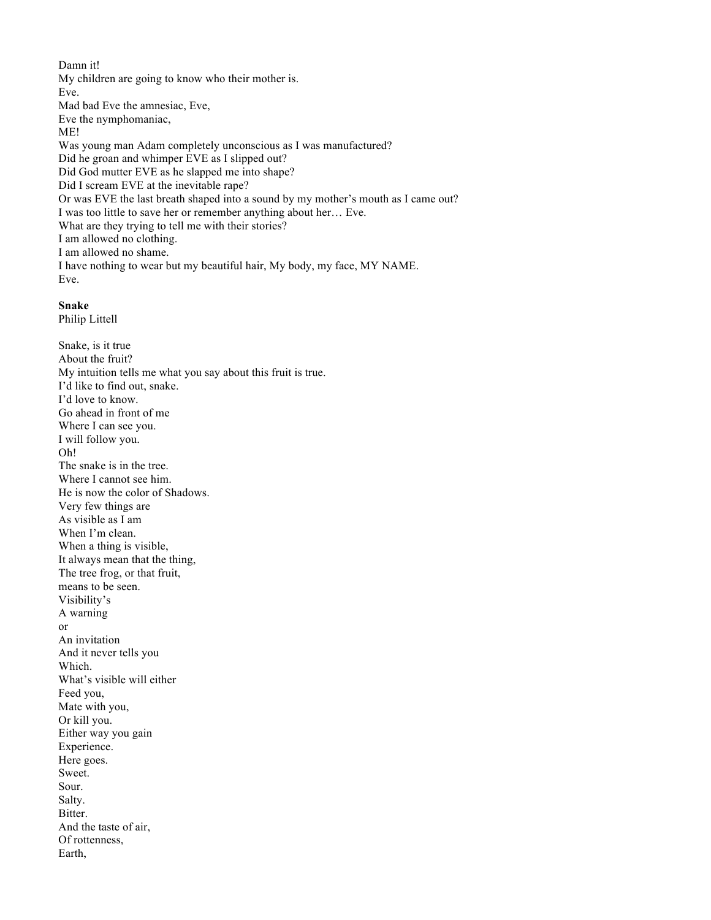Damn it!
My children are going to know who their mother is.
Eve.
Mad bad Eve the amnesiac, Eve,
Eve the nymphomaniac,
ME!
Was young man Adam completely unconscious as I was manufactured?
Did he groan and whimper EVE as I slipped out?
Did God mutter EVE as he slapped me into shape?
Did I scream EVE at the inevitable rape?
Or was EVE the last breath shaped into a sound by my mother's mouth as I came out?
I was too little to save her or remember anything about her… Eve.
What are they trying to tell me with their stories?
I am allowed no clothing.
I am allowed no shame.
I have nothing to wear but my beautiful hair, My body, my face, MY NAME.
Eve.

**Snake**
Philip Littell

Snake, is it true
About the fruit?
My intuition tells me what you say about this fruit is true.
I'd like to find out, snake.
I'd love to know.
Go ahead in front of me
Where I can see you.
I will follow you.
Oh!
The snake is in the tree.
Where I cannot see him.
He is now the color of Shadows.
Very few things are
As visible as I am
When I'm clean.
When a thing is visible,
It always mean that the thing,
The tree frog, or that fruit,
means to be seen.
Visibility's
A warning
or
An invitation
And it never tells you
Which.
What's visible will either
Feed you,
Mate with you,
Or kill you.
Either way you gain
Experience.
Here goes.
Sweet.
Sour.
Salty.
Bitter.
And the taste of air,
Of rottenness,
Earth,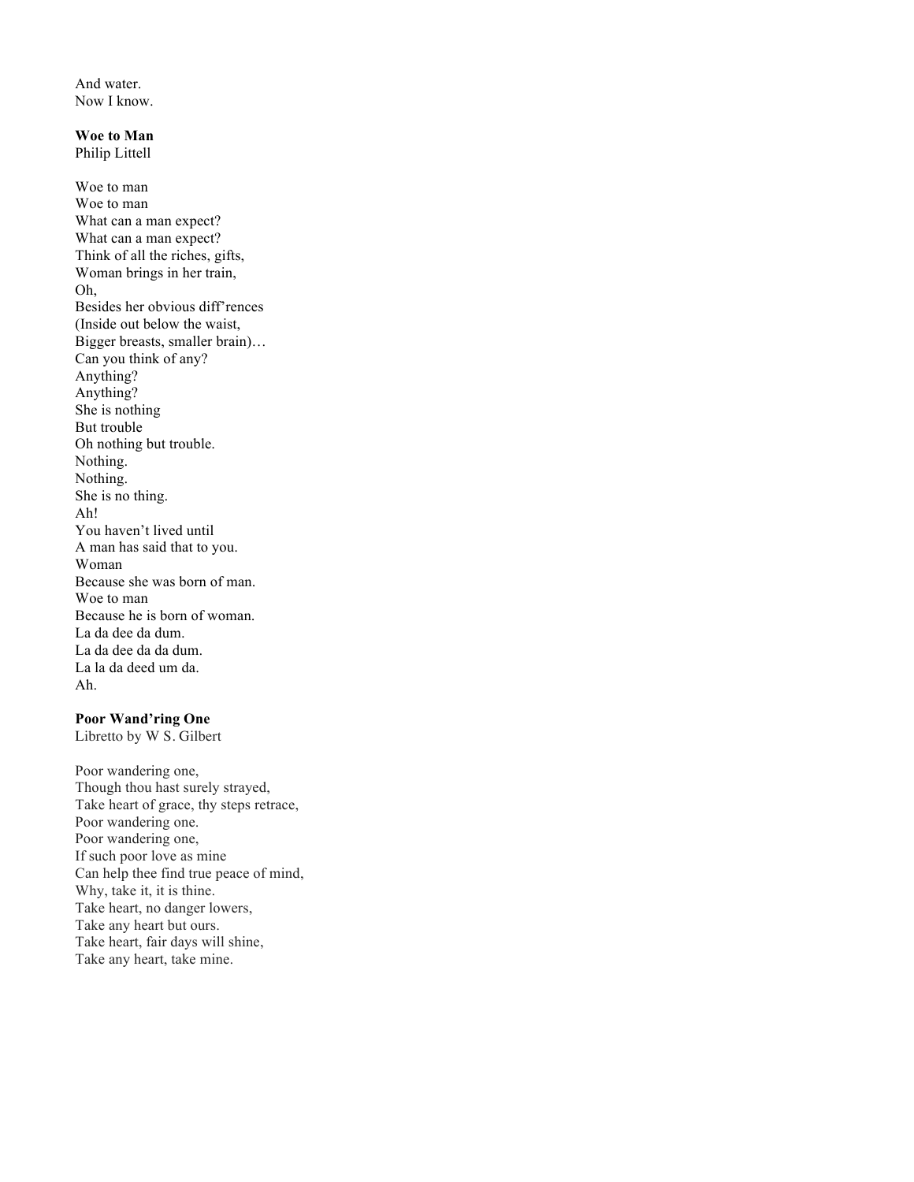And water.
Now I know.

**Woe to Man**
Philip Littell

Woe to man
Woe to man
What can a man expect?
What can a man expect?
Think of all the riches, gifts,
Woman brings in her train,
Oh,
Besides her obvious diff'rences
(Inside out below the waist,
Bigger breasts, smaller brain)…
Can you think of any?
Anything?
Anything?
She is nothing
But trouble
Oh nothing but trouble.
Nothing.
Nothing.
She is no thing.
Ah!
You haven't lived until
A man has said that to you.
Woman
Because she was born of man.
Woe to man
Because he is born of woman.
La da dee da dum.
La da dee da da dum.
La la da deed um da.
Ah.

**Poor Wand'ring One**
Libretto by W S. Gilbert

Poor wandering one,
Though thou hast surely strayed,
Take heart of grace, thy steps retrace,
Poor wandering one.
Poor wandering one,
If such poor love as mine
Can help thee find true peace of mind,
Why, take it, it is thine.
Take heart, no danger lowers,
Take any heart but ours.
Take heart, fair days will shine,
Take any heart, take mine.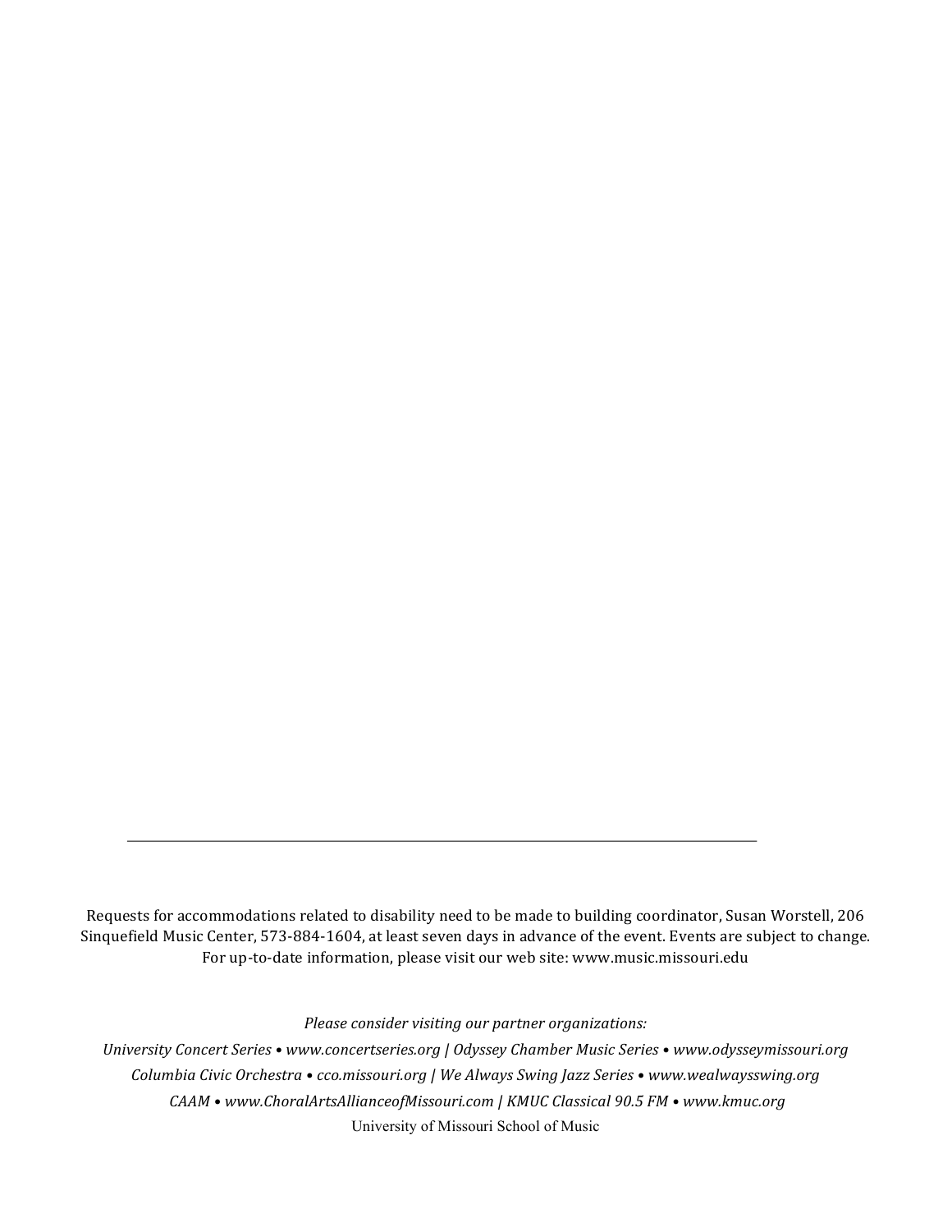---

Requests for accommodations related to disability need to be made to building coordinator, Susan Worstell, 206 Sinquefield Music Center, 573-884-1604, at least seven days in advance of the event. Events are subject to change. For up-to-date information, please visit our web site: www.music.missouri.edu

*Please consider visiting our partner organizations:*

*University Concert Series • www.concertseries.org | Odyssey Chamber Music Series • www.odysseymissouri.org*

*Columbia Civic Orchestra • cco.missouri.org | We Always Swing Jazz Series • www.wealwaysswing.org*

*CAAM • www.ChoralArtsAllianceofMissouri.com | KMUC Classical 90.5 FM • www.kmuc.org*

University of Missouri School of Music